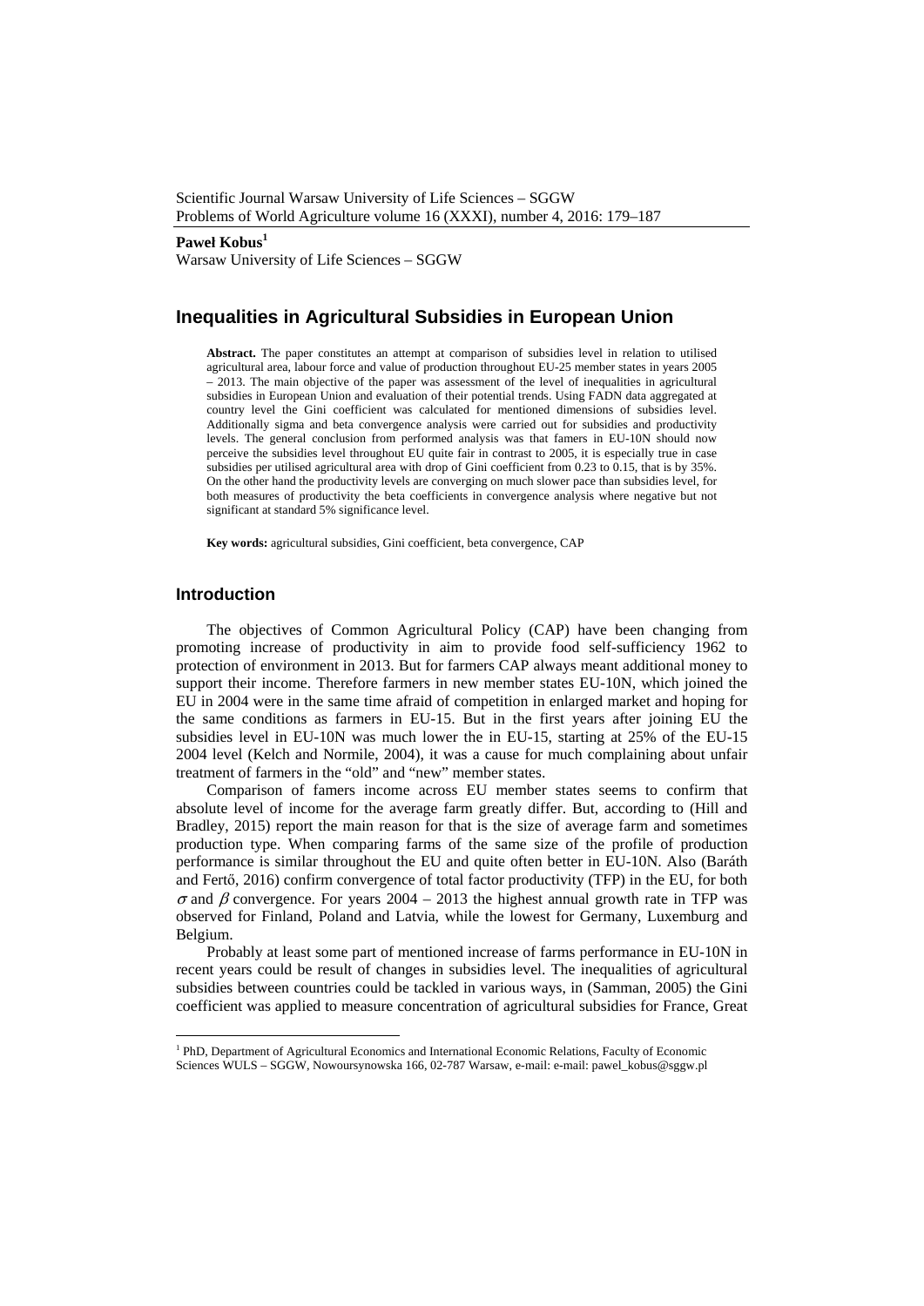**Paweł Kobus**[1]
Warsaw University of Life Sciences – SGGW

# Inequalities in Agricultural Subsidies in European Union

**Abstract.** The paper constitutes an attempt at comparison of subsidies level in relation to utilised agricultural area, labour force and value of production throughout EU-25 member states in years 2005 – 2013. The main objective of the paper was assessment of the level of inequalities in agricultural subsidies in European Union and evaluation of their potential trends. Using FADN data aggregated at country level the Gini coefficient was calculated for mentioned dimensions of subsidies level. Additionally sigma and beta convergence analysis were carried out for subsidies and productivity levels. The general conclusion from performed analysis was that famers in EU-10N should now perceive the subsidies level throughout EU quite fair in contrast to 2005, it is especially true in case subsidies per utilised agricultural area with drop of Gini coefficient from 0.23 to 0.15, that is by 35%. On the other hand the productivity levels are converging on much slower pace than subsidies level, for both measures of productivity the beta coefficients in convergence analysis where negative but not significant at standard 5% significance level.

**Key words:** agricultural subsidies, Gini coefficient, beta convergence, CAP

## Introduction

The objectives of Common Agricultural Policy (CAP) have been changing from promoting increase of productivity in aim to provide food self-sufficiency 1962 to protection of environment in 2013. But for farmers CAP always meant additional money to support their income. Therefore farmers in new member states EU-10N, which joined the EU in 2004 were in the same time afraid of competition in enlarged market and hoping for the same conditions as farmers in EU-15. But in the first years after joining EU the subsidies level in EU-10N was much lower the in EU-15, starting at 25% of the EU-15 2004 level (Kelch and Normile, 2004), it was a cause for much complaining about unfair treatment of farmers in the "old" and "new" member states.

Comparison of famers income across EU member states seems to confirm that absolute level of income for the average farm greatly differ. But, according to (Hill and Bradley, 2015) report the main reason for that is the size of average farm and sometimes production type. When comparing farms of the same size of the profile of production performance is similar throughout the EU and quite often better in EU-10N. Also (Baráth and Fertő, 2016) confirm convergence of total factor productivity (TFP) in the EU, for both $\sigma$ and $\beta$ convergence. For years 2004 – 2013 the highest annual growth rate in TFP was observed for Finland, Poland and Latvia, while the lowest for Germany, Luxemburg and Belgium.

Probably at least some part of mentioned increase of farms performance in EU-10N in recent years could be result of changes in subsidies level. The inequalities of agricultural subsidies between countries could be tackled in various ways, in (Samman, 2005) the Gini coefficient was applied to measure concentration of agricultural subsidies for France, Great

[1] PhD, Department of Agricultural Economics and International Economic Relations, Faculty of Economic Sciences WULS – SGGW, Nowoursynowska 166, 02-787 Warsaw, e-mail: e-mail: pawel_kobus@sggw.pl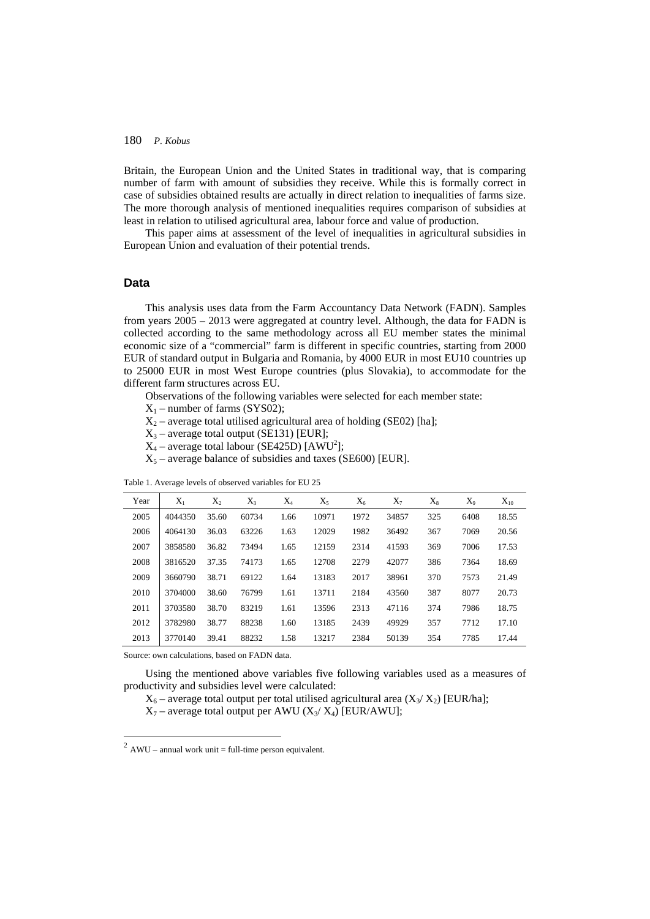Britain, the European Union and the United States in traditional way, that is comparing number of farm with amount of subsidies they receive. While this is formally correct in case of subsidies obtained results are actually in direct relation to inequalities of farms size. The more thorough analysis of mentioned inequalities requires comparison of subsidies at least in relation to utilised agricultural area, labour force and value of production.

This paper aims at assessment of the level of inequalities in agricultural subsidies in European Union and evaluation of their potential trends.

## Data

This analysis uses data from the Farm Accountancy Data Network (FADN). Samples from years 2005 – 2013 were aggregated at country level. Although, the data for FADN is collected according to the same methodology across all EU member states the minimal economic size of a "commercial" farm is different in specific countries, starting from 2000 EUR of standard output in Bulgaria and Romania, by 4000 EUR in most EU10 countries up to 25000 EUR in most West Europe countries (plus Slovakia), to accommodate for the different farm structures across EU.

Observations of the following variables were selected for each member state:

$X_1$ – number of farms (SYS02);

$X_2$ – average total utilised agricultural area of holding (SE02) [ha];

$X_3$ – average total output (SE131) [EUR];

$X_4$ – average total labour (SE425D) [AWU[2]];

$X_5$ – average balance of subsidies and taxes (SE600) [EUR].

Table 1. Average levels of observed variables for EU 25

| Year | $X_1$ | $X_2$ | $X_3$ | $X_4$ | $X_5$ | $X_6$ | $X_7$ | $X_8$ | $X_9$ | $X_{10}$ |
|---|---|---|---|---|---|---|---|---|---|---|
| 2005 | 4044350 | 35.60 | 60734 | 1.66 | 10971 | 1972 | 34857 | 325 | 6408 | 18.55 |
| 2006 | 4064130 | 36.03 | 63226 | 1.63 | 12029 | 1982 | 36492 | 367 | 7069 | 20.56 |
| 2007 | 3858580 | 36.82 | 73494 | 1.65 | 12159 | 2314 | 41593 | 369 | 7006 | 17.53 |
| 2008 | 3816520 | 37.35 | 74173 | 1.65 | 12708 | 2279 | 42077 | 386 | 7364 | 18.69 |
| 2009 | 3660790 | 38.71 | 69122 | 1.64 | 13183 | 2017 | 38961 | 370 | 7573 | 21.49 |
| 2010 | 3704000 | 38.60 | 76799 | 1.61 | 13711 | 2184 | 43560 | 387 | 8077 | 20.73 |
| 2011 | 3703580 | 38.70 | 83219 | 1.61 | 13596 | 2313 | 47116 | 374 | 7986 | 18.75 |
| 2012 | 3782980 | 38.77 | 88238 | 1.60 | 13185 | 2439 | 49929 | 357 | 7712 | 17.10 |
| 2013 | 3770140 | 39.41 | 88232 | 1.58 | 13217 | 2384 | 50139 | 354 | 7785 | 17.44 |

Source: own calculations, based on FADN data.

Using the mentioned above variables five following variables used as a measures of productivity and subsidies level were calculated:

$X_6$ – average total output per total utilised agricultural area ($X_3$/ $X_2$) [EUR/ha];

$X_7$ – average total output per AWU ($X_3$/ $X_4$) [EUR/AWU];

[2] AWU – annual work unit = full-time person equivalent.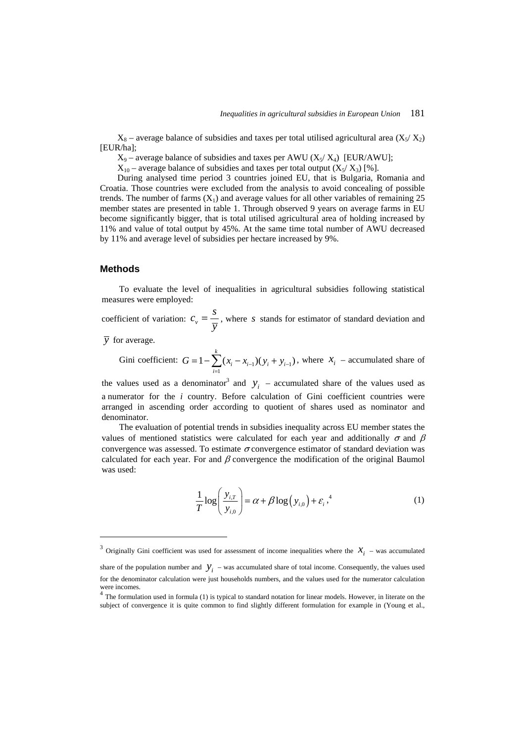$X_8$ – average balance of subsidies and taxes per total utilised agricultural area ($X_5$/ $X_2$) [EUR/ha];

$X_9$ – average balance of subsidies and taxes per AWU ($X_5$/ $X_4$) [EUR/AWU];

$X_{10}$ – average balance of subsidies and taxes per total output ($X_5$/ $X_3$) [%].

During analysed time period 3 countries joined EU, that is Bulgaria, Romania and Croatia. Those countries were excluded from the analysis to avoid concealing of possible trends. The number of farms ($X_1$) and average values for all other variables of remaining 25 member states are presented in table 1. Through observed 9 years on average farms in EU become significantly bigger, that is total utilised agricultural area of holding increased by 11% and value of total output by 45%. At the same time total number of AWU decreased by 11% and average level of subsidies per hectare increased by 9%.

## Methods

To evaluate the level of inequalities in agricultural subsidies following statistical measures were employed:

coefficient of variation: $c_v = \frac{s}{\overline{y}}$, where $s$ stands for estimator of standard deviation and $\overline{y}$ for average.

Gini coefficient: $G = 1 - \sum_{i=1}^{k}(x_i - x_{i-1})(y_i + y_{i-1})$, where $x_i$ – accumulated share of the values used as a denominator[3] and $y_i$ – accumulated share of the values used as a numerator for the $i$ country. Before calculation of Gini coefficient countries were arranged in ascending order according to quotient of shares used as nominator and denominator.

The evaluation of potential trends in subsidies inequality across EU member states the values of mentioned statistics were calculated for each year and additionally $\sigma$ and $\beta$ convergence was assessed. To estimate $\sigma$ convergence estimator of standard deviation was calculated for each year. For and $\beta$ convergence the modification of the original Baumol was used:

$$\frac{1}{T}\log\left(\frac{y_{i,T}}{y_{i,0}}\right) = \alpha + \beta\log\left(y_{i,0}\right) + \varepsilon_i \,,^4 \tag{1}$$

[3] Originally Gini coefficient was used for assessment of income inequalities where the $x_i$ – was accumulated share of the population number and $y_i$ – was accumulated share of total income. Consequently, the values used for the denominator calculation were just households numbers, and the values used for the numerator calculation were incomes.

[4] The formulation used in formula (1) is typical to standard notation for linear models. However, in literate on the subject of convergence it is quite common to find slightly different formulation for example in (Young et al.,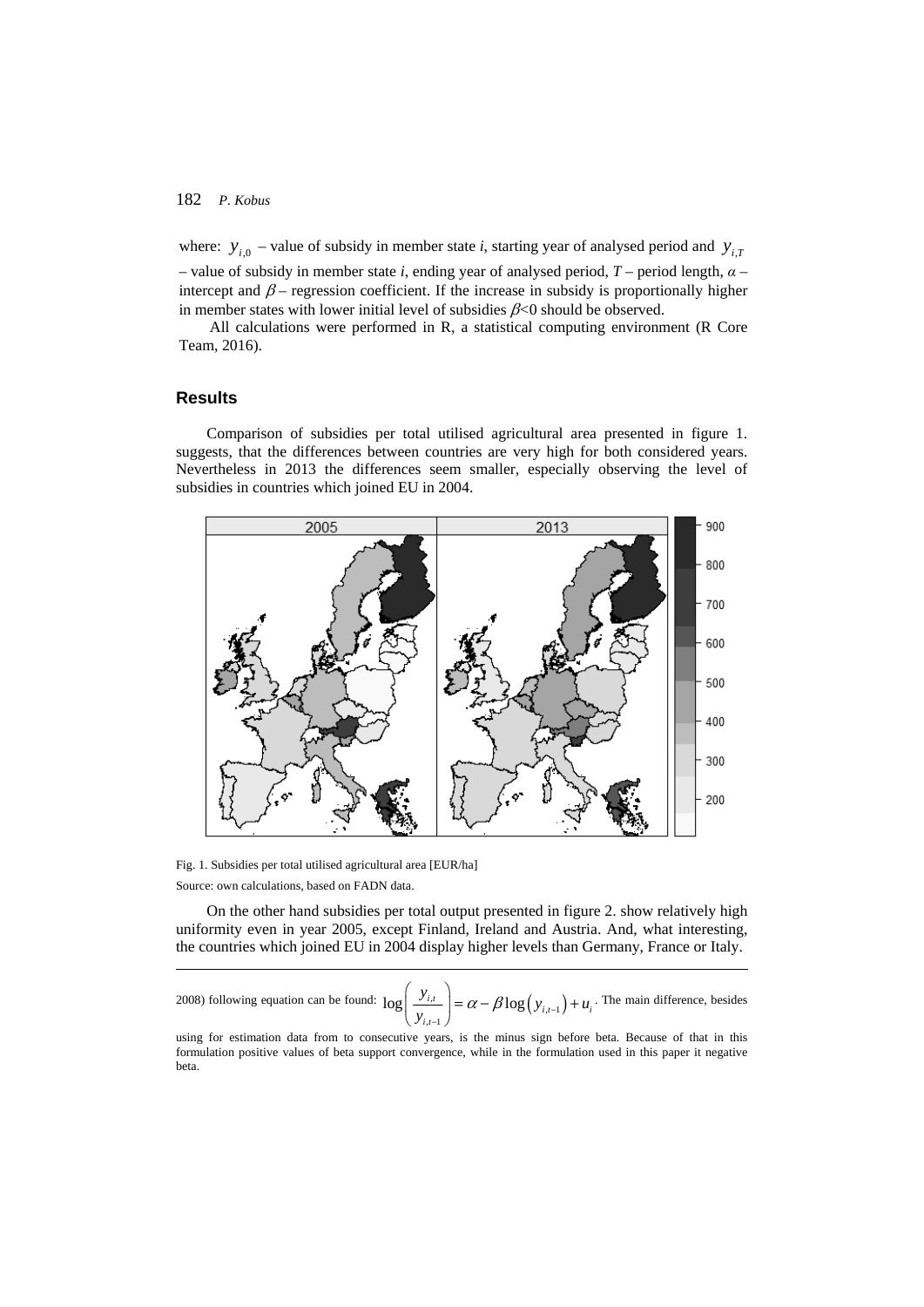where: $y_{i,0}$ – value of subsidy in member state *i*, starting year of analysed period and $y_{i,T}$ – value of subsidy in member state *i*, ending year of analysed period, *T* – period length, *α* – intercept and *β* – regression coefficient. If the increase in subsidy is proportionally higher in member states with lower initial level of subsidies *β*<0 should be observed.

All calculations were performed in R, a statistical computing environment (R Core Team, 2016).

## Results

Comparison of subsidies per total utilised agricultural area presented in figure 1. suggests, that the differences between countries are very high for both considered years. Nevertheless in 2013 the differences seem smaller, especially observing the level of subsidies in countries which joined EU in 2004.

Fig. 1. Subsidies per total utilised agricultural area [EUR/ha]

Source: own calculations, based on FADN data.

On the other hand subsidies per total output presented in figure 2. show relatively high uniformity even in year 2005, except Finland, Ireland and Austria. And, what interesting, the countries which joined EU in 2004 display higher levels than Germany, France or Italy.

---

2008) following equation can be found: $\log\left(\frac{y_{i,t}}{y_{i,t-1}}\right) = \alpha - \beta \log\left(y_{i,t-1}\right) + u_i$. The main difference, besides using for estimation data from to consecutive years, is the minus sign before beta. Because of that in this formulation positive values of beta support convergence, while in the formulation used in this paper it negative beta.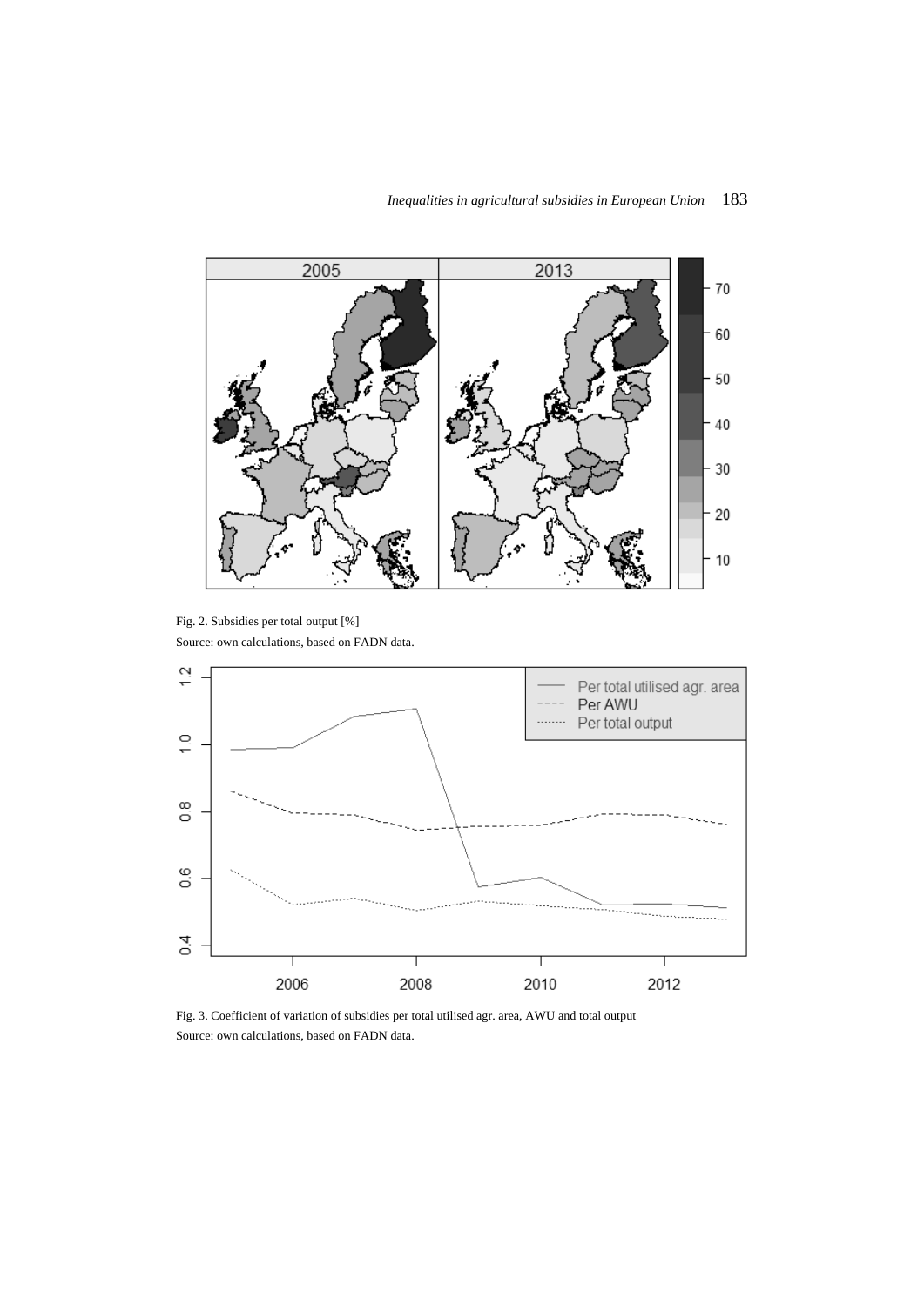Fig. 2. Subsidies per total output [%]

Source: own calculations, based on FADN data.

Fig. 3. Coefficient of variation of subsidies per total utilised agr. area, AWU and total output

Source: own calculations, based on FADN data.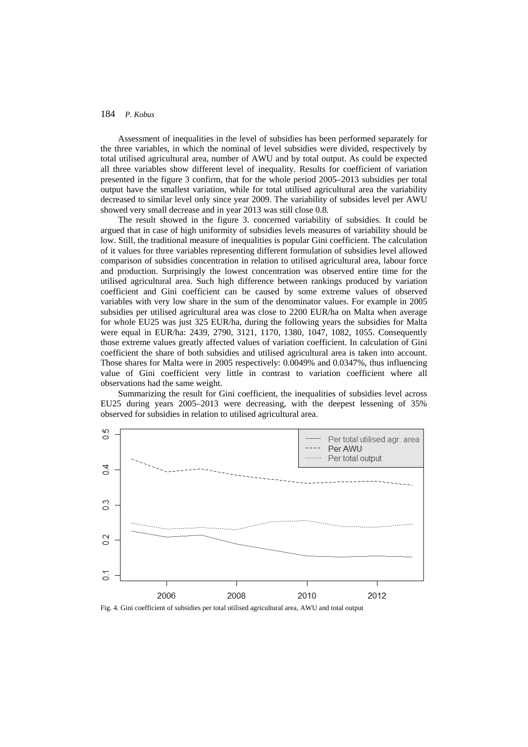Assessment of inequalities in the level of subsidies has been performed separately for the three variables, in which the nominal of level subsidies were divided, respectively by total utilised agricultural area, number of AWU and by total output. As could be expected all three variables show different level of inequality. Results for coefficient of variation presented in the figure 3 confirm, that for the whole period 2005–2013 subsidies per total output have the smallest variation, while for total utilised agricultural area the variability decreased to similar level only since year 2009. The variability of subsides level per AWU showed very small decrease and in year 2013 was still close 0.8.

The result showed in the figure 3. concerned variability of subsidies. It could be argued that in case of high uniformity of subsidies levels measures of variability should be low. Still, the traditional measure of inequalities is popular Gini coefficient. The calculation of it values for three variables representing different formulation of subsidies level allowed comparison of subsidies concentration in relation to utilised agricultural area, labour force and production. Surprisingly the lowest concentration was observed entire time for the utilised agricultural area. Such high difference between rankings produced by variation coefficient and Gini coefficient can be caused by some extreme values of observed variables with very low share in the sum of the denominator values. For example in 2005 subsidies per utilised agricultural area was close to 2200 EUR/ha on Malta when average for whole EU25 was just 325 EUR/ha, during the following years the subsidies for Malta were equal in EUR/ha: 2439, 2790, 3121, 1170, 1380, 1047, 1082, 1055. Consequently those extreme values greatly affected values of variation coefficient. In calculation of Gini coefficient the share of both subsidies and utilised agricultural area is taken into account. Those shares for Malta were in 2005 respectively: 0.0049% and 0.0347%, thus influencing value of Gini coefficient very little in contrast to variation coefficient where all observations had the same weight.

Summarizing the result for Gini coefficient, the inequalities of subsidies level across EU25 during years 2005–2013 were decreasing, with the deepest lessening of 35% observed for subsidies in relation to utilised agricultural area.

Fig. 4. Gini coefficient of subsidies per total utilised agricultural area, AWU and total output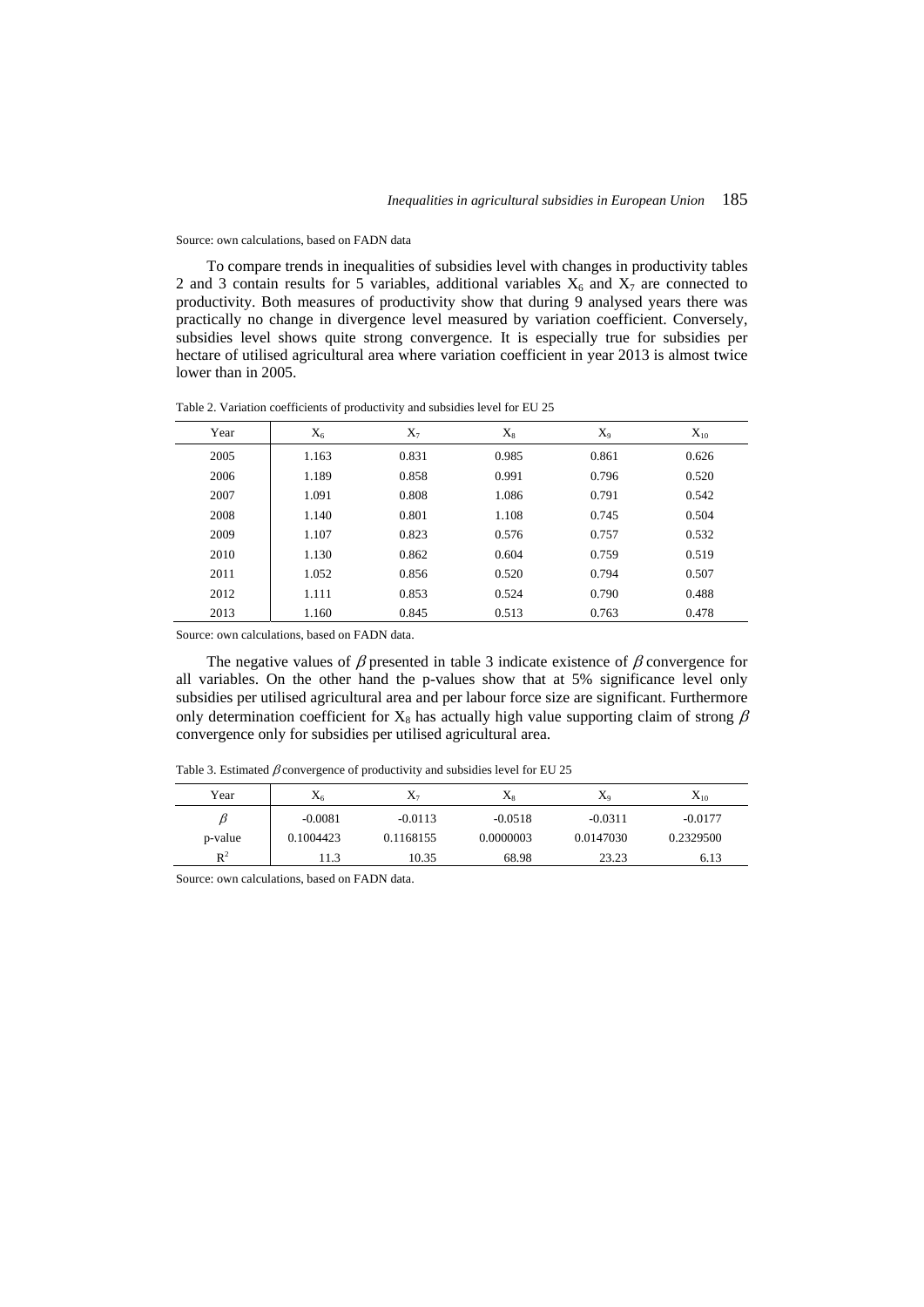Source: own calculations, based on FADN data

To compare trends in inequalities of subsidies level with changes in productivity tables 2 and 3 contain results for 5 variables, additional variables $X_6$ and $X_7$ are connected to productivity. Both measures of productivity show that during 9 analysed years there was practically no change in divergence level measured by variation coefficient. Conversely, subsidies level shows quite strong convergence. It is especially true for subsidies per hectare of utilised agricultural area where variation coefficient in year 2013 is almost twice lower than in 2005.

Table 2. Variation coefficients of productivity and subsidies level for EU 25

| Year | $X_6$ | $X_7$ | $X_8$ | $X_9$ | $X_{10}$ |
|---|---|---|---|---|---|
| 2005 | 1.163 | 0.831 | 0.985 | 0.861 | 0.626 |
| 2006 | 1.189 | 0.858 | 0.991 | 0.796 | 0.520 |
| 2007 | 1.091 | 0.808 | 1.086 | 0.791 | 0.542 |
| 2008 | 1.140 | 0.801 | 1.108 | 0.745 | 0.504 |
| 2009 | 1.107 | 0.823 | 0.576 | 0.757 | 0.532 |
| 2010 | 1.130 | 0.862 | 0.604 | 0.759 | 0.519 |
| 2011 | 1.052 | 0.856 | 0.520 | 0.794 | 0.507 |
| 2012 | 1.111 | 0.853 | 0.524 | 0.790 | 0.488 |
| 2013 | 1.160 | 0.845 | 0.513 | 0.763 | 0.478 |

Source: own calculations, based on FADN data.

The negative values of $\beta$ presented in table 3 indicate existence of $\beta$ convergence for all variables. On the other hand the p-values show that at 5% significance level only subsidies per utilised agricultural area and per labour force size are significant. Furthermore only determination coefficient for $X_8$ has actually high value supporting claim of strong $\beta$ convergence only for subsidies per utilised agricultural area.

Table 3. Estimated $\beta$ convergence of productivity and subsidies level for EU 25

| Year | $X_6$ | $X_7$ | $X_8$ | $X_9$ | $X_{10}$ |
|---|---|---|---|---|---|
| $\beta$ | -0.0081 | -0.0113 | -0.0518 | -0.0311 | -0.0177 |
| p-value | 0.1004423 | 0.1168155 | 0.0000003 | 0.0147030 | 0.2329500 |
| $R^2$ | 11.3 | 10.35 | 68.98 | 23.23 | 6.13 |

Source: own calculations, based on FADN data.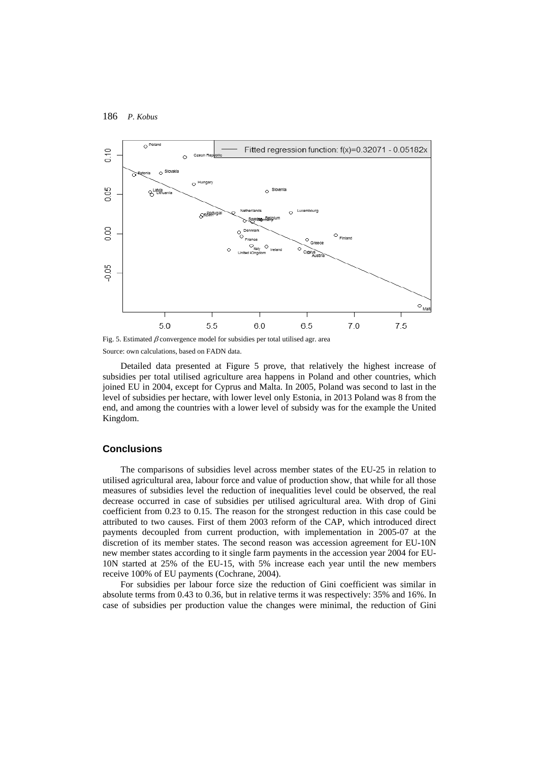Fig. 5. Estimated $\beta$ convergence model for subsidies per total utilised agr. area

Source: own calculations, based on FADN data.

Detailed data presented at Figure 5 prove, that relatively the highest increase of subsidies per total utilised agriculture area happens in Poland and other countries, which joined EU in 2004, except for Cyprus and Malta. In 2005, Poland was second to last in the level of subsidies per hectare, with lower level only Estonia, in 2013 Poland was 8 from the end, and among the countries with a lower level of subsidy was for the example the United Kingdom.

## Conclusions

The comparisons of subsidies level across member states of the EU-25 in relation to utilised agricultural area, labour force and value of production show, that while for all those measures of subsidies level the reduction of inequalities level could be observed, the real decrease occurred in case of subsidies per utilised agricultural area. With drop of Gini coefficient from 0.23 to 0.15. The reason for the strongest reduction in this case could be attributed to two causes. First of them 2003 reform of the CAP, which introduced direct payments decoupled from current production, with implementation in 2005-07 at the discretion of its member states. The second reason was accession agreement for EU-10N new member states according to it single farm payments in the accession year 2004 for EU-10N started at 25% of the EU-15, with 5% increase each year until the new members receive 100% of EU payments (Cochrane, 2004).

For subsidies per labour force size the reduction of Gini coefficient was similar in absolute terms from 0.43 to 0.36, but in relative terms it was respectively: 35% and 16%. In case of subsidies per production value the changes were minimal, the reduction of Gini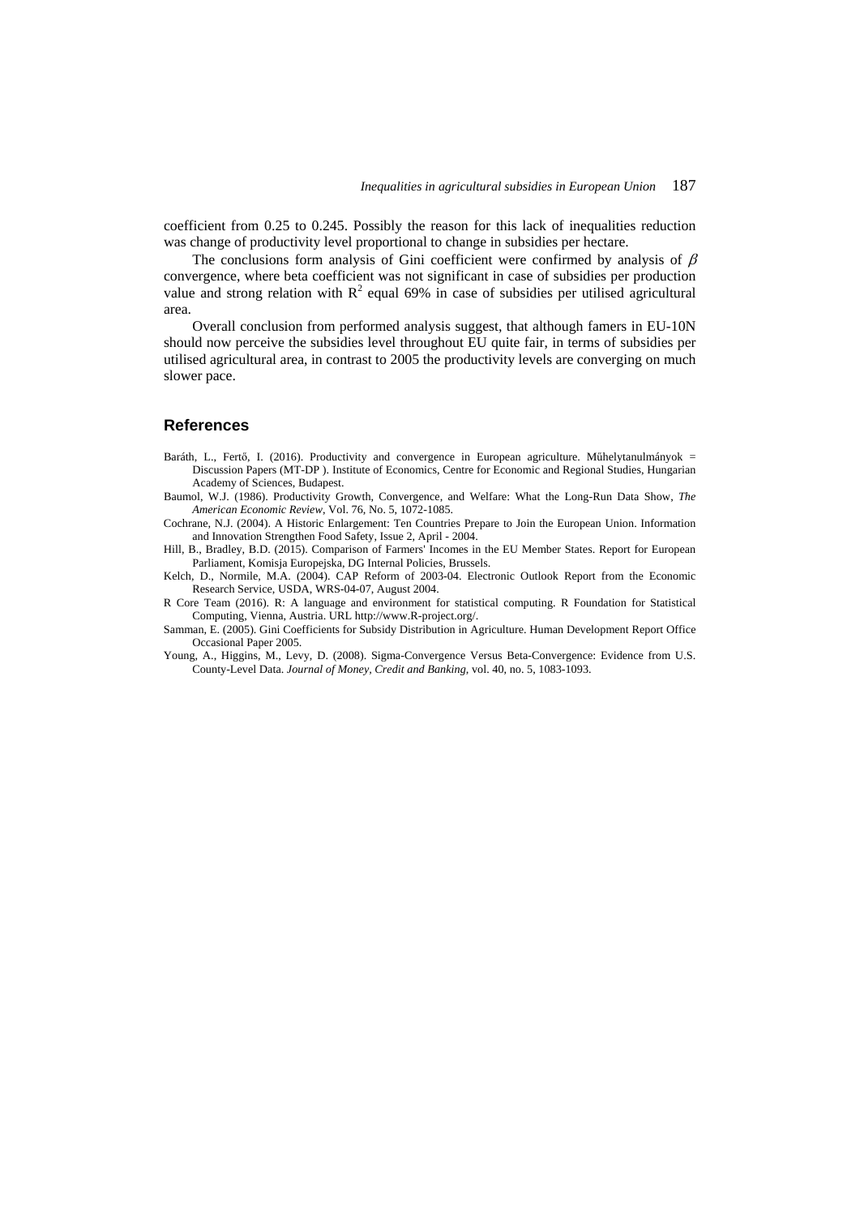coefficient from 0.25 to 0.245. Possibly the reason for this lack of inequalities reduction was change of productivity level proportional to change in subsidies per hectare.

The conclusions form analysis of Gini coefficient were confirmed by analysis of $\beta$ convergence, where beta coefficient was not significant in case of subsidies per production value and strong relation with $R^2$ equal 69% in case of subsidies per utilised agricultural area.

Overall conclusion from performed analysis suggest, that although famers in EU-10N should now perceive the subsidies level throughout EU quite fair, in terms of subsidies per utilised agricultural area, in contrast to 2005 the productivity levels are converging on much slower pace.

## References

Baráth, L., Fertő, I. (2016). Productivity and convergence in European agriculture. Műhelytanulmányok = Discussion Papers (MT-DP ). Institute of Economics, Centre for Economic and Regional Studies, Hungarian Academy of Sciences, Budapest.

Baumol, W.J. (1986). Productivity Growth, Convergence, and Welfare: What the Long-Run Data Show, *The American Economic Review*, Vol. 76, No. 5, 1072-1085.

Cochrane, N.J. (2004). A Historic Enlargement: Ten Countries Prepare to Join the European Union. Information and Innovation Strengthen Food Safety, Issue 2, April - 2004.

Hill, B., Bradley, B.D. (2015). Comparison of Farmers' Incomes in the EU Member States. Report for European Parliament, Komisja Europejska, DG Internal Policies, Brussels.

Kelch, D., Normile, M.A. (2004). CAP Reform of 2003-04. Electronic Outlook Report from the Economic Research Service, USDA, WRS-04-07, August 2004.

R Core Team (2016). R: A language and environment for statistical computing. R Foundation for Statistical Computing, Vienna, Austria. URL http://www.R-project.org/.

Samman, E. (2005). Gini Coefficients for Subsidy Distribution in Agriculture. Human Development Report Office Occasional Paper 2005.

Young, A., Higgins, M., Levy, D. (2008). Sigma-Convergence Versus Beta-Convergence: Evidence from U.S. County-Level Data. *Journal of Money, Credit and Banking*, vol. 40, no. 5, 1083-1093.